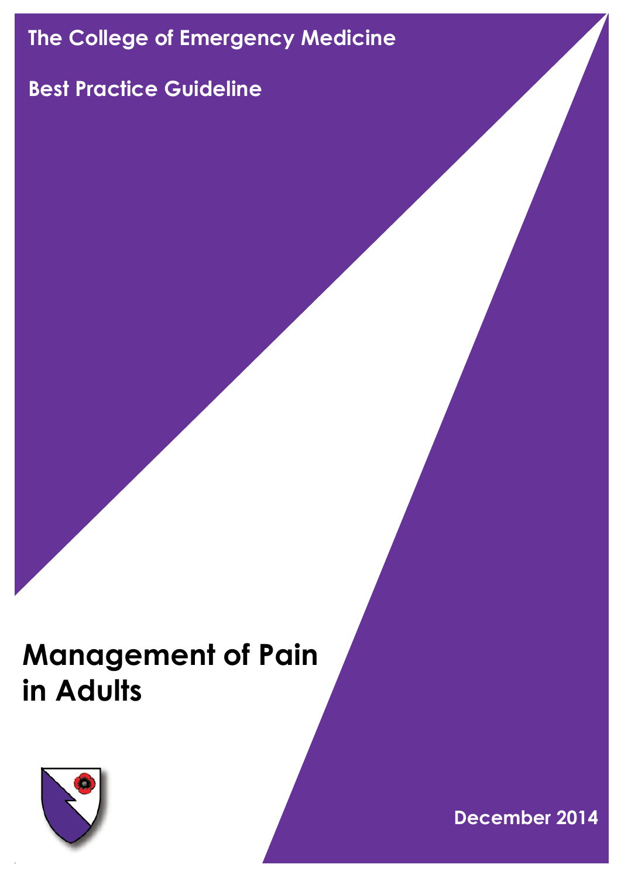The College of Emergency Medicine

Best Practice Guideline

# Management of Pain in Adults

December 2014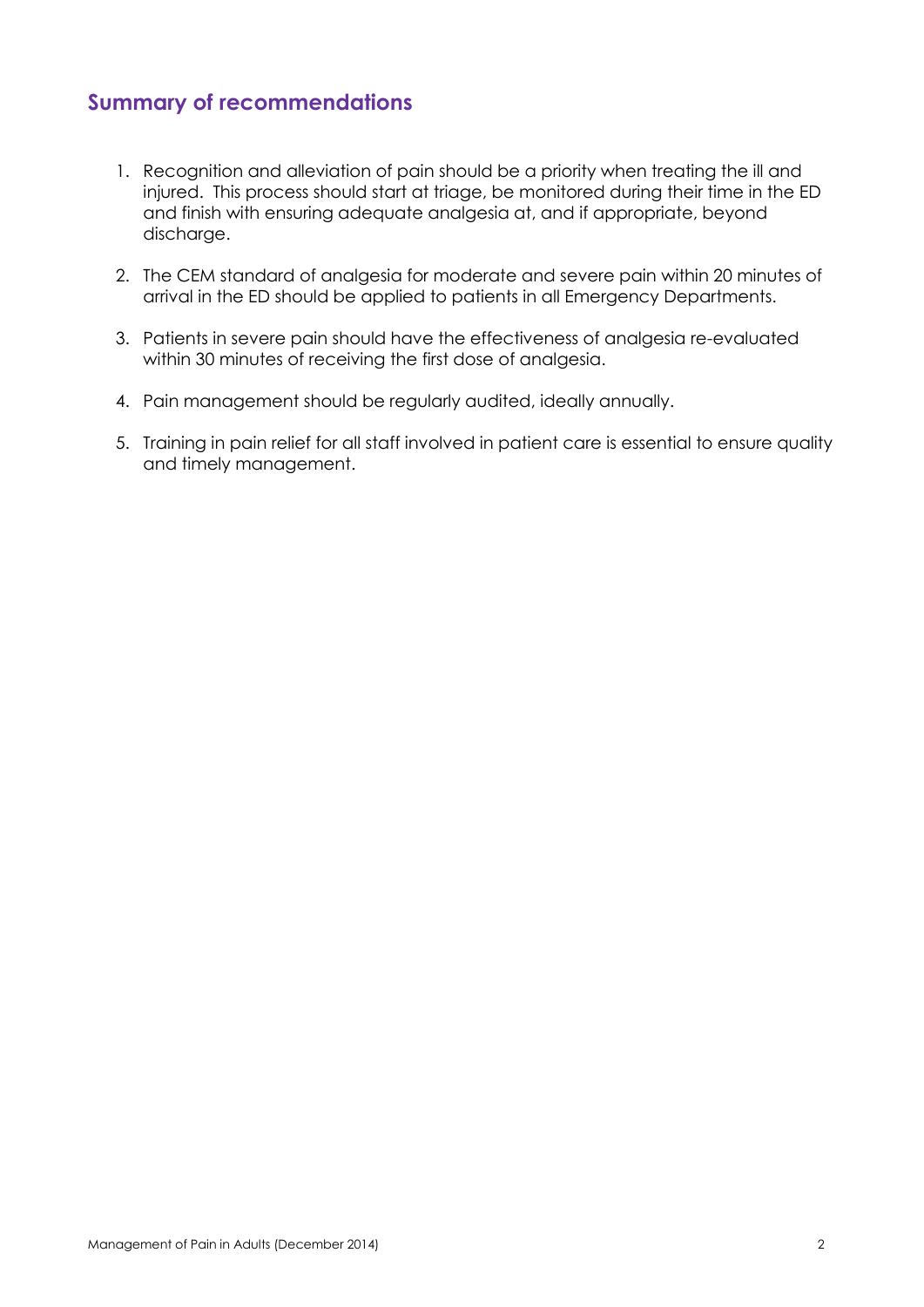## Summary of recommendations

1. Recognition and alleviation of pain should be a priority when treating the ill and injured. This process should start at triage, be monitored during their time in the ED and finish with ensuring adequate analgesia at, and if appropriate, beyond discharge.

2. The CEM standard of analgesia for moderate and severe pain within 20 minutes of arrival in the ED should be applied to patients in all Emergency Departments.

3. Patients in severe pain should have the effectiveness of analgesia re-evaluated within 30 minutes of receiving the first dose of analgesia.

4. Pain management should be regularly audited, ideally annually.

5. Training in pain relief for all staff involved in patient care is essential to ensure quality and timely management.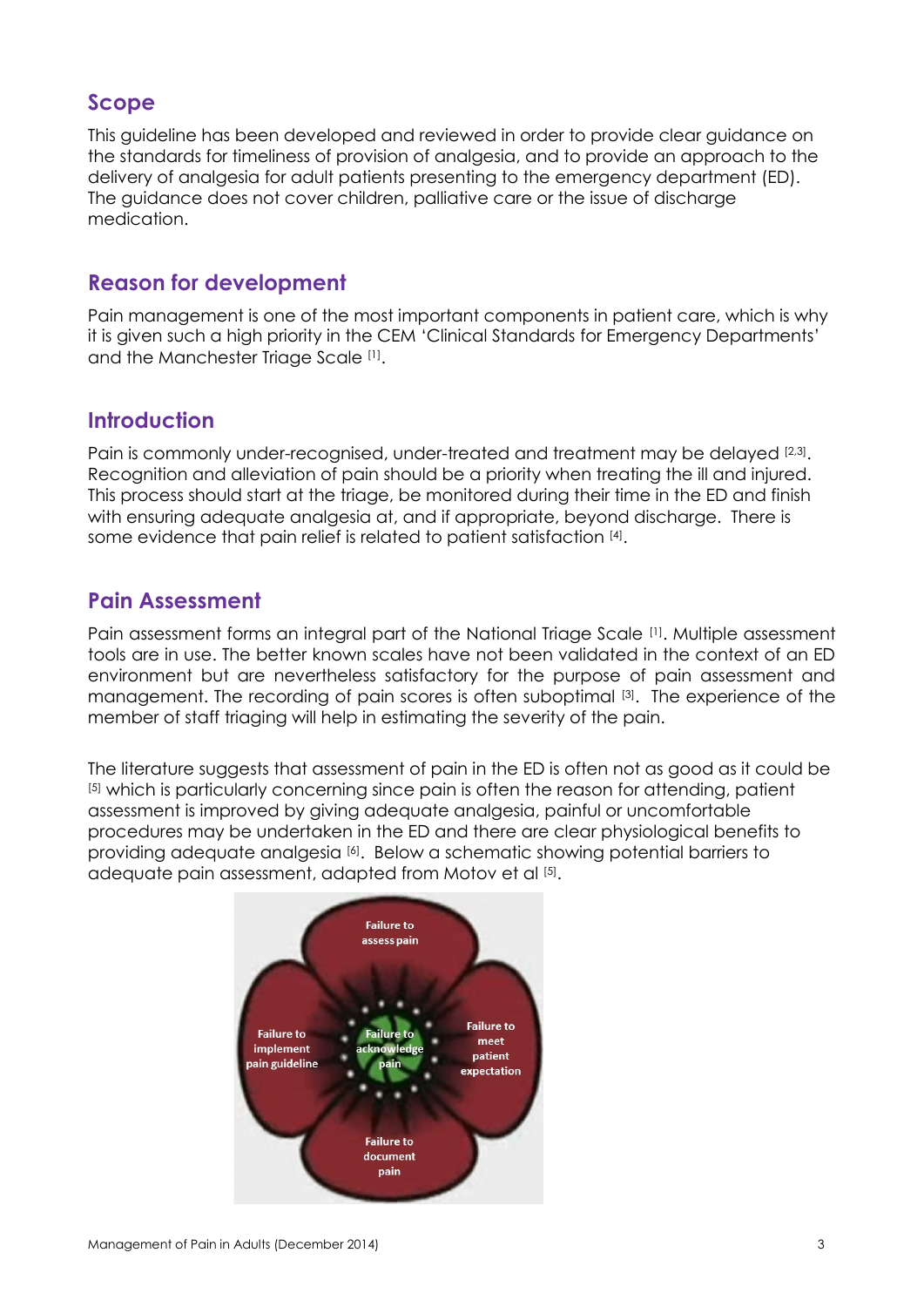## Scope

This guideline has been developed and reviewed in order to provide clear guidance on the standards for timeliness of provision of analgesia, and to provide an approach to the delivery of analgesia for adult patients presenting to the emergency department (ED). The guidance does not cover children, palliative care or the issue of discharge medication.

## Reason for development

Pain management is one of the most important components in patient care, which is why it is given such a high priority in the CEM 'Clinical Standards for Emergency Departments' and the Manchester Triage Scale [1].

## Introduction

Pain is commonly under-recognised, under-treated and treatment may be delayed [2,3]. Recognition and alleviation of pain should be a priority when treating the ill and injured. This process should start at the triage, be monitored during their time in the ED and finish with ensuring adequate analgesia at, and if appropriate, beyond discharge. There is some evidence that pain relief is related to patient satisfaction [4].

## Pain Assessment

Pain assessment forms an integral part of the National Triage Scale [1]. Multiple assessment tools are in use. The better known scales have not been validated in the context of an ED environment but are nevertheless satisfactory for the purpose of pain assessment and management. The recording of pain scores is often suboptimal [3]. The experience of the member of staff triaging will help in estimating the severity of the pain.

The literature suggests that assessment of pain in the ED is often not as good as it could be [5] which is particularly concerning since pain is often the reason for attending, patient assessment is improved by giving adequate analgesia, painful or uncomfortable procedures may be undertaken in the ED and there are clear physiological benefits to providing adequate analgesia [6]. Below a schematic showing potential barriers to adequate pain assessment, adapted from Motov et al [5].

Failure to assess pain

Failure to implement pain guideline

Failure to acknowledge pain

Failure to meet patient expectation

Failure to document pain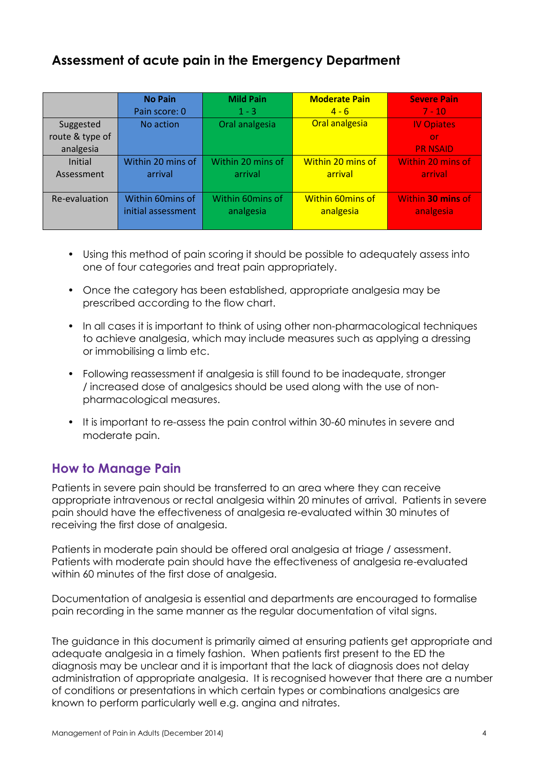## Assessment of acute pain in the Emergency Department

| | **No Pain**<br>Pain score: 0 | **Mild Pain**<br>1 - 3 | **Moderate Pain**<br>4 - 6 | **Severe Pain**<br>7 - 10 |
|---|---|---|---|---|
| Suggested route & type of analgesia | No action | Oral analgesia | Oral analgesia | IV Opiates<br>or<br>PR NSAID |
| Initial Assessment | Within 20 mins of arrival | Within 20 mins of arrival | Within 20 mins of arrival | Within 20 mins of arrival |
| Re-evaluation | Within 60mins of initial assessment | Within 60mins of analgesia | Within 60mins of analgesia | Within **30 mins** of analgesia |

- Using this method of pain scoring it should be possible to adequately assess into one of four categories and treat pain appropriately.
- Once the category has been established, appropriate analgesia may be prescribed according to the flow chart.
- In all cases it is important to think of using other non-pharmacological techniques to achieve analgesia, which may include measures such as applying a dressing or immobilising a limb etc.
- Following reassessment if analgesia is still found to be inadequate, stronger / increased dose of analgesics should be used along with the use of non-pharmacological measures.
- It is important to re-assess the pain control within 30-60 minutes in severe and moderate pain.

## How to Manage Pain

Patients in severe pain should be transferred to an area where they can receive appropriate intravenous or rectal analgesia within 20 minutes of arrival. Patients in severe pain should have the effectiveness of analgesia re-evaluated within 30 minutes of receiving the first dose of analgesia.

Patients in moderate pain should be offered oral analgesia at triage / assessment. Patients with moderate pain should have the effectiveness of analgesia re-evaluated within 60 minutes of the first dose of analgesia.

Documentation of analgesia is essential and departments are encouraged to formalise pain recording in the same manner as the regular documentation of vital signs.

The guidance in this document is primarily aimed at ensuring patients get appropriate and adequate analgesia in a timely fashion. When patients first present to the ED the diagnosis may be unclear and it is important that the lack of diagnosis does not delay administration of appropriate analgesia. It is recognised however that there are a number of conditions or presentations in which certain types or combinations analgesics are known to perform particularly well e.g. angina and nitrates.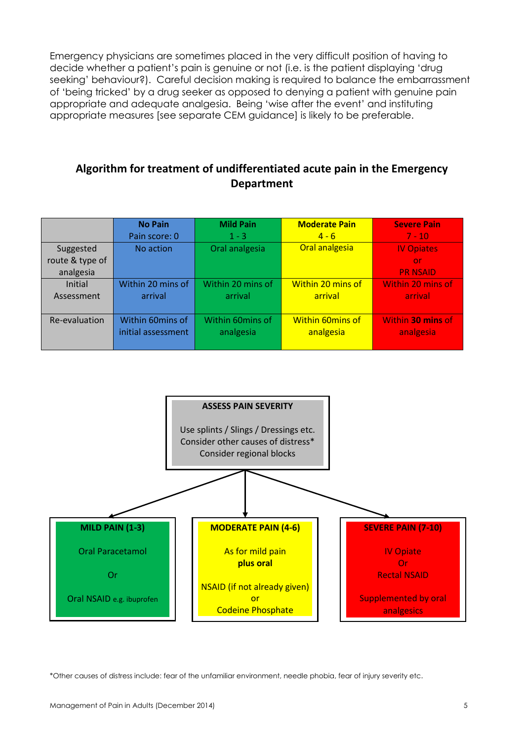Emergency physicians are sometimes placed in the very difficult position of having to decide whether a patient's pain is genuine or not (i.e. is the patient displaying 'drug seeking' behaviour?). Careful decision making is required to balance the embarrassment of 'being tricked' by a drug seeker as opposed to denying a patient with genuine pain appropriate and adequate analgesia. Being 'wise after the event' and instituting appropriate measures [see separate CEM guidance] is likely to be preferable.

## Algorithm for treatment of undifferentiated acute pain in the Emergency Department

| | **No Pain** Pain score: 0 | **Mild Pain** 1 - 3 | **Moderate Pain** 4 - 6 | **Severe Pain** 7 - 10 |
|---|---|---|---|---|
| Suggested route & type of analgesia | No action | Oral analgesia | Oral analgesia | IV Opiates or PR NSAID |
| Initial Assessment | Within 20 mins of arrival | Within 20 mins of arrival | Within 20 mins of arrival | Within 20 mins of arrival |
| Re-evaluation | Within 60mins of initial assessment | Within 60mins of analgesia | Within 60mins of analgesia | Within **30** mins of analgesia |

**ASSESS PAIN SEVERITY**

Use splints / Slings / Dressings etc.
Consider other causes of distress*
Consider regional blocks

**MILD PAIN (1-3)**

Oral Paracetamol

Or

Oral NSAID e.g. ibuprofen

**MODERATE PAIN (4-6)**

As for mild pain
**plus oral**

NSAID (if not already given)
or
Codeine Phosphate

**SEVERE PAIN (7-10)**

IV Opiate
Or
Rectal NSAID

Supplemented by oral analgesics

*Other causes of distress include: fear of the unfamiliar environment, needle phobia, fear of injury severity etc.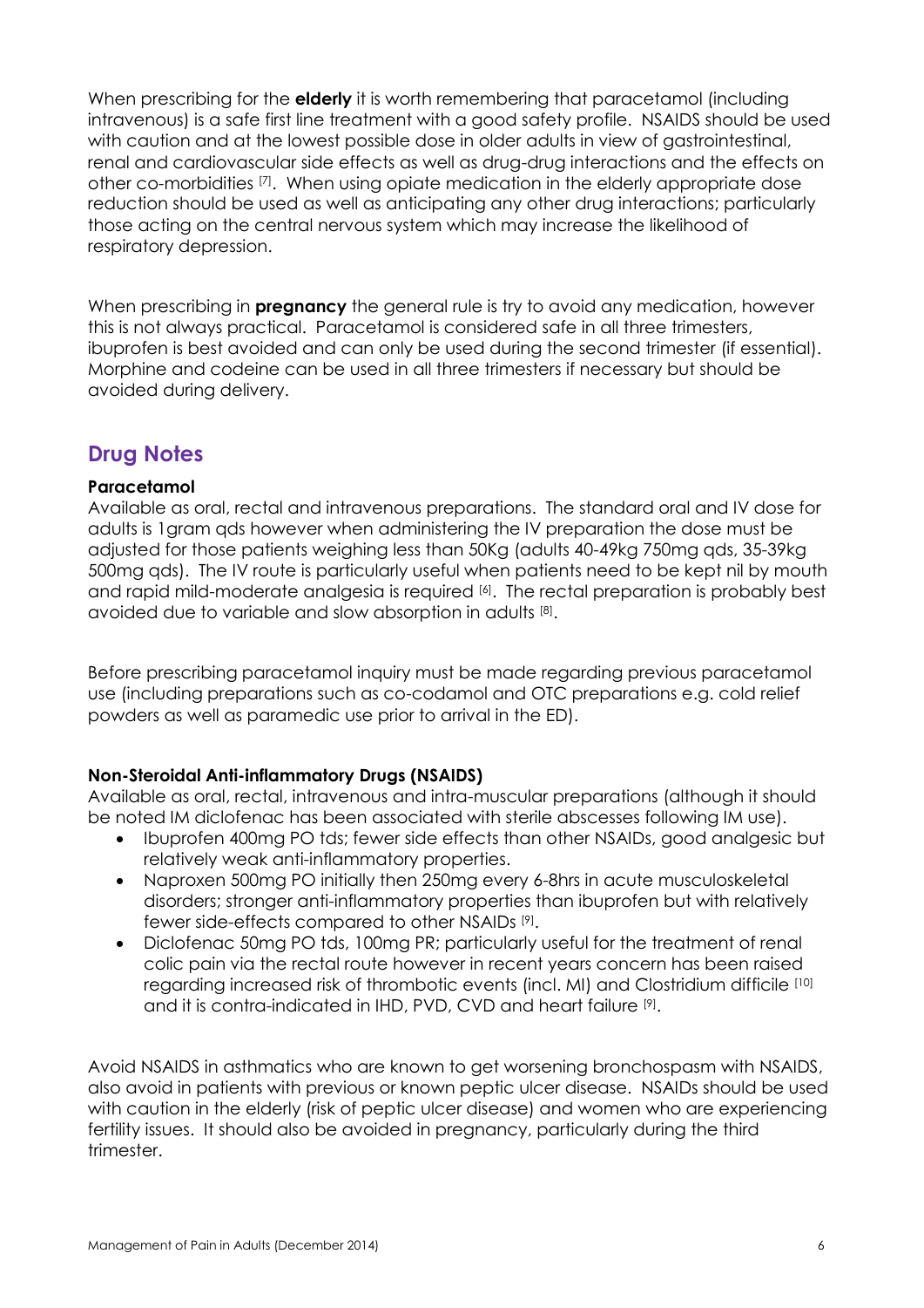When prescribing for the **elderly** it is worth remembering that paracetamol (including intravenous) is a safe first line treatment with a good safety profile. NSAIDS should be used with caution and at the lowest possible dose in older adults in view of gastrointestinal, renal and cardiovascular side effects as well as drug-drug interactions and the effects on other co-morbidities [7]. When using opiate medication in the elderly appropriate dose reduction should be used as well as anticipating any other drug interactions; particularly those acting on the central nervous system which may increase the likelihood of respiratory depression.

When prescribing in **pregnancy** the general rule is try to avoid any medication, however this is not always practical. Paracetamol is considered safe in all three trimesters, ibuprofen is best avoided and can only be used during the second trimester (if essential). Morphine and codeine can be used in all three trimesters if necessary but should be avoided during delivery.

## Drug Notes

**Paracetamol**

Available as oral, rectal and intravenous preparations. The standard oral and IV dose for adults is 1gram qds however when administering the IV preparation the dose must be adjusted for those patients weighing less than 50Kg (adults 40-49kg 750mg qds, 35-39kg 500mg qds). The IV route is particularly useful when patients need to be kept nil by mouth and rapid mild-moderate analgesia is required [6]. The rectal preparation is probably best avoided due to variable and slow absorption in adults [8].

Before prescribing paracetamol inquiry must be made regarding previous paracetamol use (including preparations such as co-codamol and OTC preparations e.g. cold relief powders as well as paramedic use prior to arrival in the ED).

**Non-Steroidal Anti-inflammatory Drugs (NSAIDS)**

Available as oral, rectal, intravenous and intra-muscular preparations (although it should be noted IM diclofenac has been associated with sterile abscesses following IM use).

- Ibuprofen 400mg PO tds; fewer side effects than other NSAIDs, good analgesic but relatively weak anti-inflammatory properties.
- Naproxen 500mg PO initially then 250mg every 6-8hrs in acute musculoskeletal disorders; stronger anti-inflammatory properties than ibuprofen but with relatively fewer side-effects compared to other NSAIDs [9].
- Diclofenac 50mg PO tds, 100mg PR; particularly useful for the treatment of renal colic pain via the rectal route however in recent years concern has been raised regarding increased risk of thrombotic events (incl. MI) and Clostridium difficile [10] and it is contra-indicated in IHD, PVD, CVD and heart failure [9].

Avoid NSAIDS in asthmatics who are known to get worsening bronchospasm with NSAIDS, also avoid in patients with previous or known peptic ulcer disease. NSAIDs should be used with caution in the elderly (risk of peptic ulcer disease) and women who are experiencing fertility issues. It should also be avoided in pregnancy, particularly during the third trimester.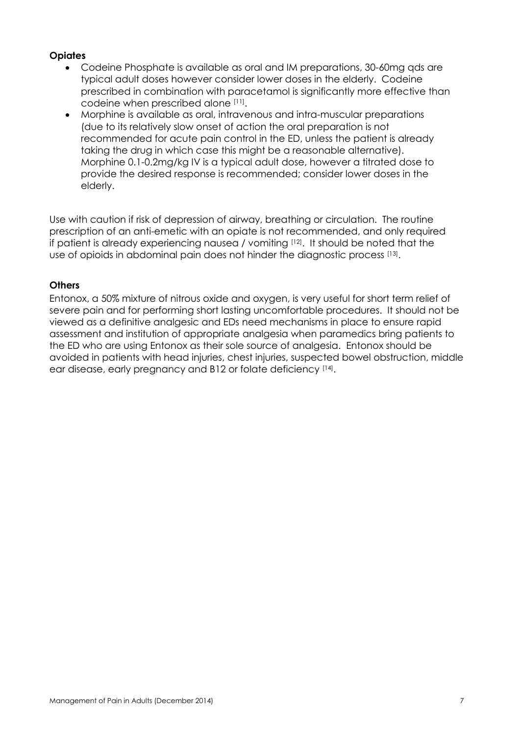**Opiates**

- Codeine Phosphate is available as oral and IM preparations, 30-60mg qds are typical adult doses however consider lower doses in the elderly. Codeine prescribed in combination with paracetamol is significantly more effective than codeine when prescribed alone [11].
- Morphine is available as oral, intravenous and intra-muscular preparations (due to its relatively slow onset of action the oral preparation is not recommended for acute pain control in the ED, unless the patient is already taking the drug in which case this might be a reasonable alternative). Morphine 0.1-0.2mg/kg IV is a typical adult dose, however a titrated dose to provide the desired response is recommended; consider lower doses in the elderly.

Use with caution if risk of depression of airway, breathing or circulation. The routine prescription of an anti-emetic with an opiate is not recommended, and only required if patient is already experiencing nausea / vomiting [12]. It should be noted that the use of opioids in abdominal pain does not hinder the diagnostic process [13].

**Others**

Entonox, a 50% mixture of nitrous oxide and oxygen, is very useful for short term relief of severe pain and for performing short lasting uncomfortable procedures. It should not be viewed as a definitive analgesic and EDs need mechanisms in place to ensure rapid assessment and institution of appropriate analgesia when paramedics bring patients to the ED who are using Entonox as their sole source of analgesia. Entonox should be avoided in patients with head injuries, chest injuries, suspected bowel obstruction, middle ear disease, early pregnancy and B12 or folate deficiency [14].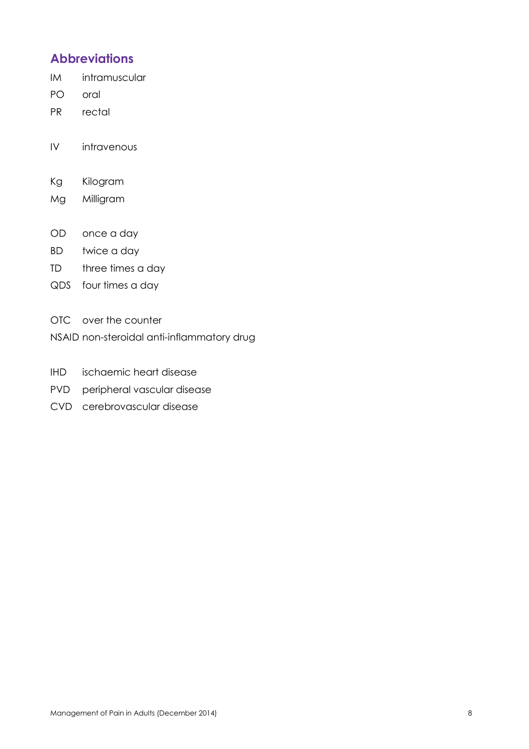## Abbreviations

IM intramuscular

PO oral

PR rectal

IV intravenous

Kg Kilogram

Mg Milligram

OD once a day

BD twice a day

TD three times a day

QDS four times a day

OTC over the counter

NSAID non-steroidal anti-inflammatory drug

IHD ischaemic heart disease

PVD peripheral vascular disease

CVD cerebrovascular disease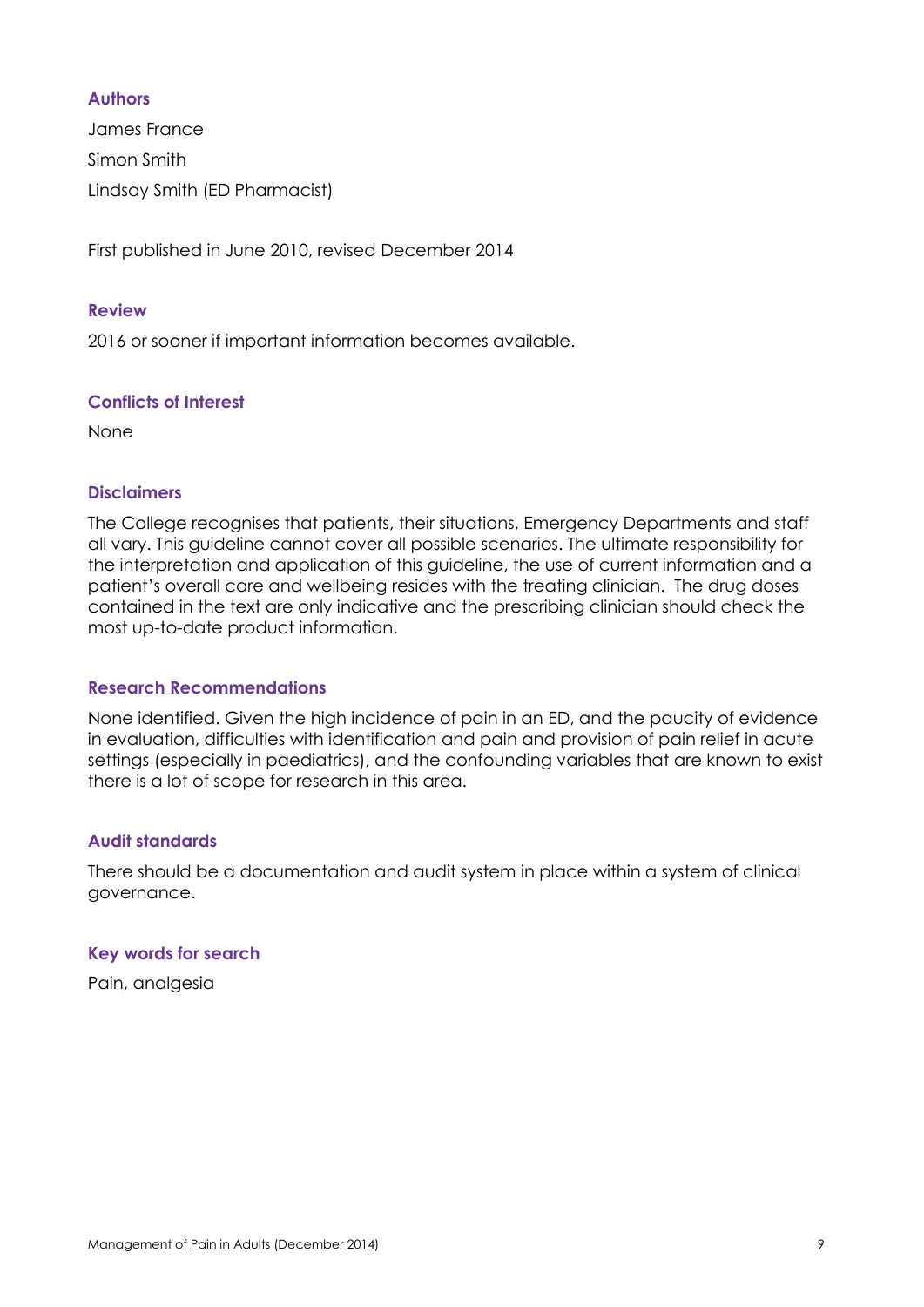### Authors

James France

Simon Smith

Lindsay Smith (ED Pharmacist)

First published in June 2010, revised December 2014

### Review

2016 or sooner if important information becomes available.

### Conflicts of Interest

None

### Disclaimers

The College recognises that patients, their situations, Emergency Departments and staff all vary. This guideline cannot cover all possible scenarios. The ultimate responsibility for the interpretation and application of this guideline, the use of current information and a patient's overall care and wellbeing resides with the treating clinician. The drug doses contained in the text are only indicative and the prescribing clinician should check the most up-to-date product information.

### Research Recommendations

None identified. Given the high incidence of pain in an ED, and the paucity of evidence in evaluation, difficulties with identification and pain and provision of pain relief in acute settings (especially in paediatrics), and the confounding variables that are known to exist there is a lot of scope for research in this area.

### Audit standards

There should be a documentation and audit system in place within a system of clinical governance.

### Key words for search

Pain, analgesia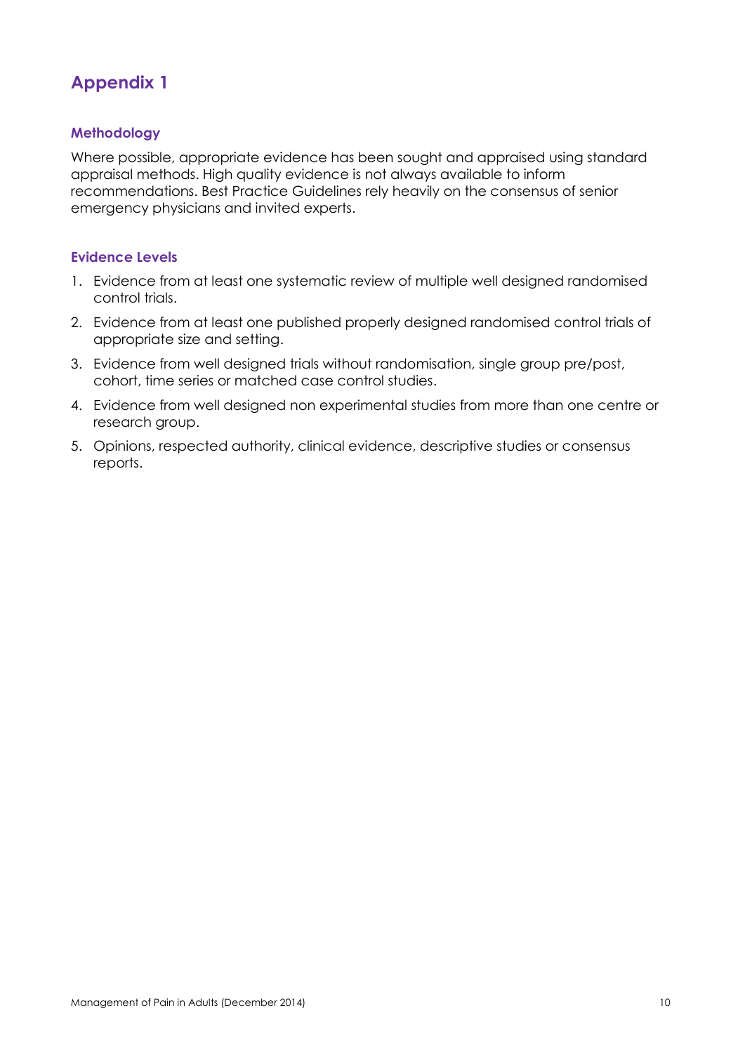# Appendix 1

## Methodology

Where possible, appropriate evidence has been sought and appraised using standard appraisal methods. High quality evidence is not always available to inform recommendations. Best Practice Guidelines rely heavily on the consensus of senior emergency physicians and invited experts.

## Evidence Levels

1. Evidence from at least one systematic review of multiple well designed randomised control trials.
2. Evidence from at least one published properly designed randomised control trials of appropriate size and setting.
3. Evidence from well designed trials without randomisation, single group pre/post, cohort, time series or matched case control studies.
4. Evidence from well designed non experimental studies from more than one centre or research group.
5. Opinions, respected authority, clinical evidence, descriptive studies or consensus reports.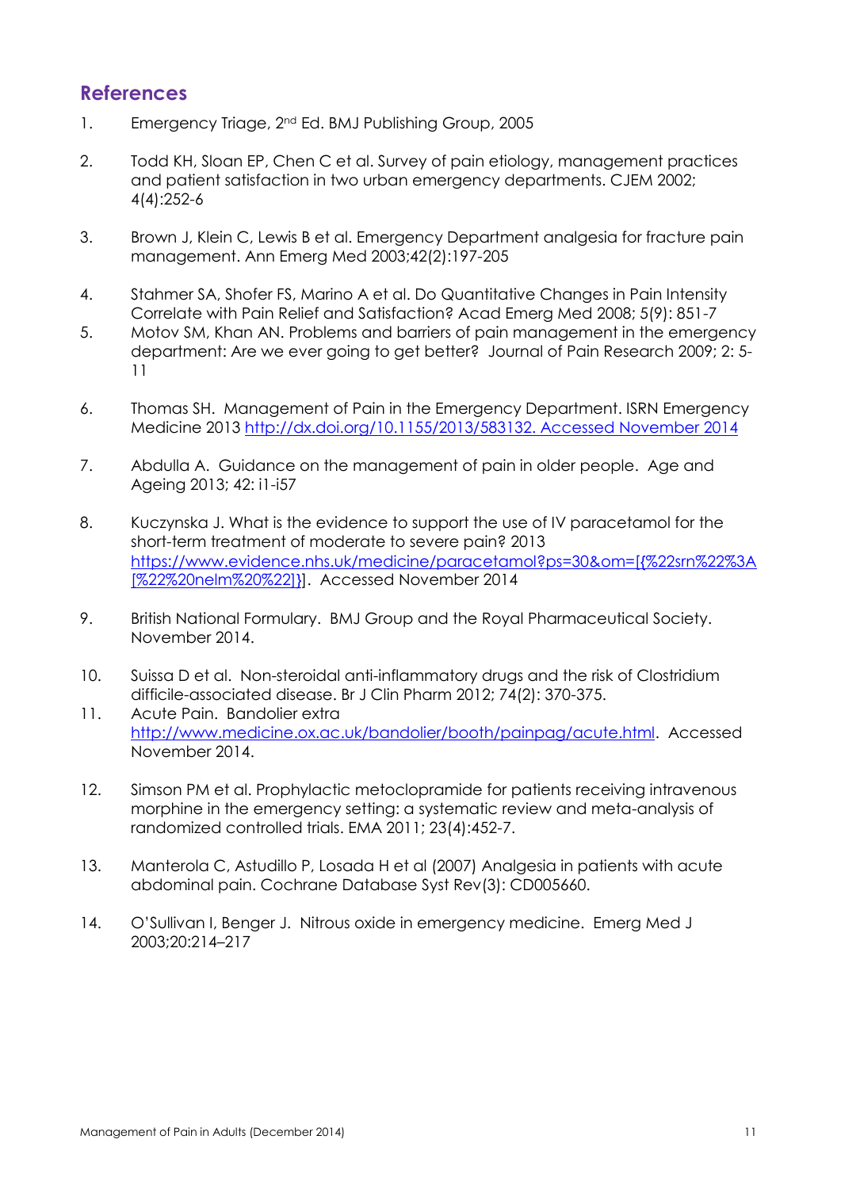## References

1. Emergency Triage, 2nd Ed. BMJ Publishing Group, 2005

2. Todd KH, Sloan EP, Chen C et al. Survey of pain etiology, management practices and patient satisfaction in two urban emergency departments. CJEM 2002; 4(4):252-6

3. Brown J, Klein C, Lewis B et al. Emergency Department analgesia for fracture pain management. Ann Emerg Med 2003;42(2):197-205

4. Stahmer SA, Shofer FS, Marino A et al. Do Quantitative Changes in Pain Intensity Correlate with Pain Relief and Satisfaction? Acad Emerg Med 2008; 5(9): 851-7

5. Motov SM, Khan AN. Problems and barriers of pain management in the emergency department: Are we ever going to get better? Journal of Pain Research 2009; 2: 5-11

6. Thomas SH. Management of Pain in the Emergency Department. ISRN Emergency Medicine 2013 http://dx.doi.org/10.1155/2013/583132. Accessed November 2014

7. Abdulla A. Guidance on the management of pain in older people. Age and Ageing 2013; 42: i1-i57

8. Kuczynska J. What is the evidence to support the use of IV paracetamol for the short-term treatment of moderate to severe pain? 2013 https://www.evidence.nhs.uk/medicine/paracetamol?ps=30&om=[{%22srn%22%3A[%22%20nelm%20%22]}]. Accessed November 2014

9. British National Formulary. BMJ Group and the Royal Pharmaceutical Society. November 2014.

10. Suissa D et al. Non-steroidal anti-inflammatory drugs and the risk of Clostridium difficile-associated disease. Br J Clin Pharm 2012; 74(2): 370-375.

11. Acute Pain. Bandolier extra http://www.medicine.ox.ac.uk/bandolier/booth/painpag/acute.html. Accessed November 2014.

12. Simson PM et al. Prophylactic metoclopramide for patients receiving intravenous morphine in the emergency setting: a systematic review and meta-analysis of randomized controlled trials. EMA 2011; 23(4):452-7.

13. Manterola C, Astudillo P, Losada H et al (2007) Analgesia in patients with acute abdominal pain. Cochrane Database Syst Rev(3): CD005660.

14. O'Sullivan I, Benger J. Nitrous oxide in emergency medicine. Emerg Med J 2003;20:214–217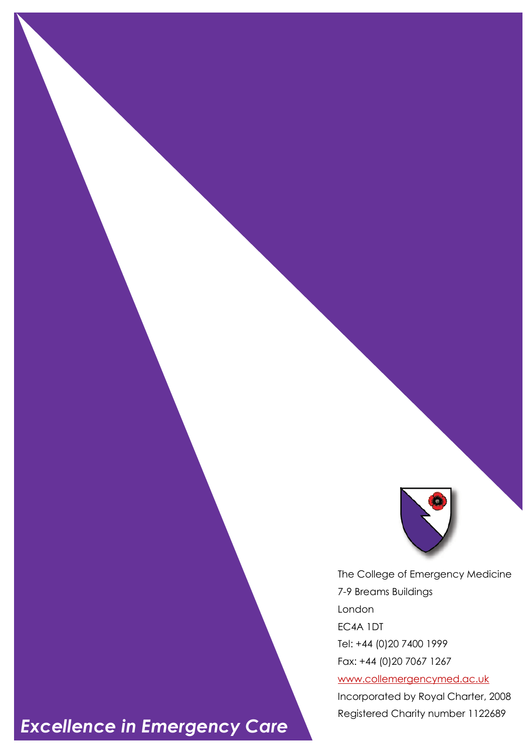The College of Emergency Medicine
7-9 Breams Buildings
London
EC4A 1DT
Tel: +44 (0)20 7400 1999
Fax: +44 (0)20 7067 1267
www.collemergencymed.ac.uk
Incorporated by Royal Charter, 2008
Registered Charity number 1122689

*Excellence in Emergency Care*